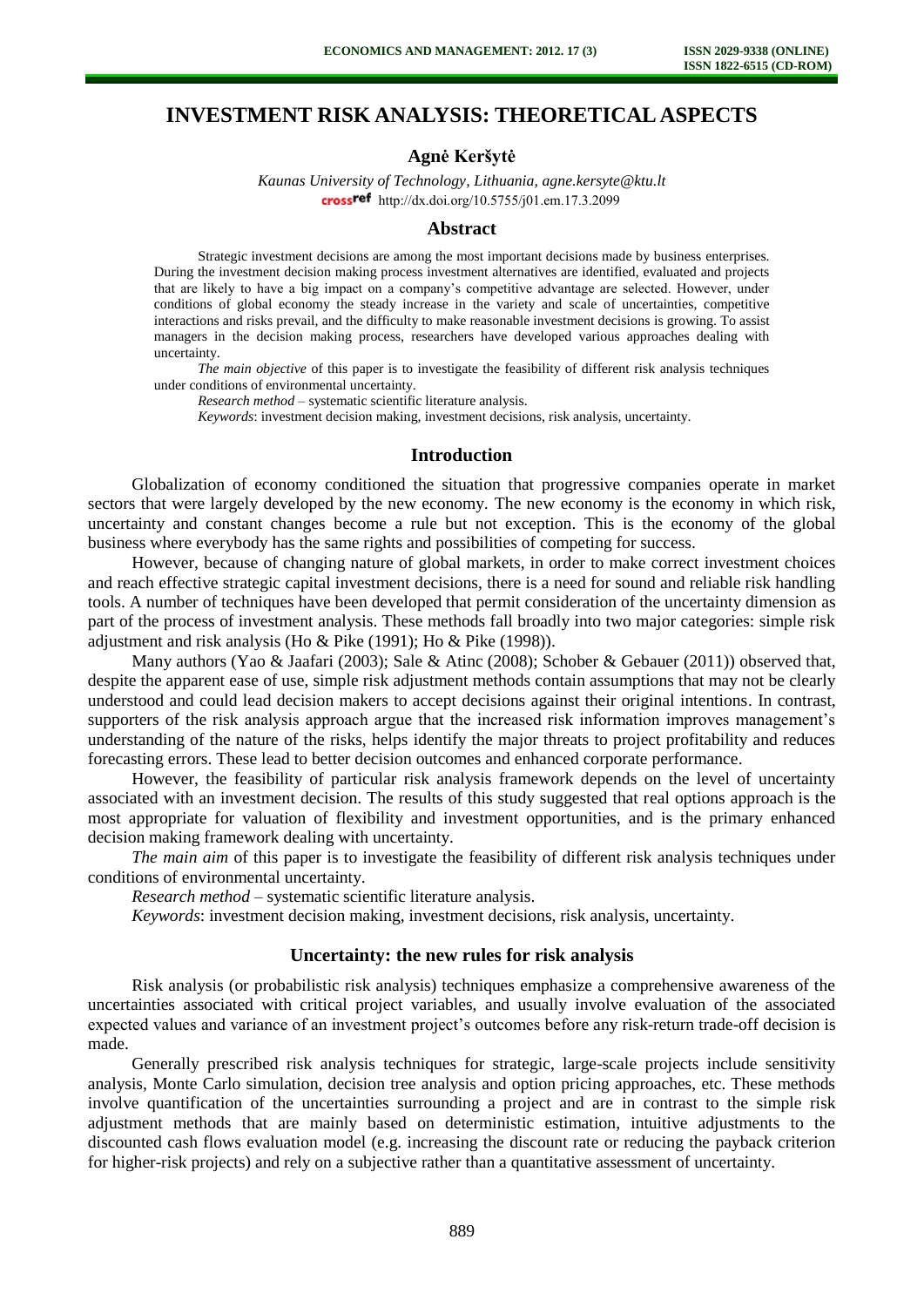# INVESTMENT RISK ANALYSIS: THEORETICAL ASPECTS

**Agnė Keršytė**

*Kaunas University of Technology, Lithuania, agne.kersyte@ktu.lt*
http://dx.doi.org/10.5755/j01.em.17.3.2099

## Abstract

Strategic investment decisions are among the most important decisions made by business enterprises. During the investment decision making process investment alternatives are identified, evaluated and projects that are likely to have a big impact on a company's competitive advantage are selected. However, under conditions of global economy the steady increase in the variety and scale of uncertainties, competitive interactions and risks prevail, and the difficulty to make reasonable investment decisions is growing. To assist managers in the decision making process, researchers have developed various approaches dealing with uncertainty.

*The main objective* of this paper is to investigate the feasibility of different risk analysis techniques under conditions of environmental uncertainty.

*Research method* – systematic scientific literature analysis.

*Keywords*: investment decision making, investment decisions, risk analysis, uncertainty.

## Introduction

Globalization of economy conditioned the situation that progressive companies operate in market sectors that were largely developed by the new economy. The new economy is the economy in which risk, uncertainty and constant changes become a rule but not exception. This is the economy of the global business where everybody has the same rights and possibilities of competing for success.

However, because of changing nature of global markets, in order to make correct investment choices and reach effective strategic capital investment decisions, there is a need for sound and reliable risk handling tools. A number of techniques have been developed that permit consideration of the uncertainty dimension as part of the process of investment analysis. These methods fall broadly into two major categories: simple risk adjustment and risk analysis (Ho & Pike (1991); Ho & Pike (1998)).

Many authors (Yao & Jaafari (2003); Sale & Atinc (2008); Schober & Gebauer (2011)) observed that, despite the apparent ease of use, simple risk adjustment methods contain assumptions that may not be clearly understood and could lead decision makers to accept decisions against their original intentions. In contrast, supporters of the risk analysis approach argue that the increased risk information improves management's understanding of the nature of the risks, helps identify the major threats to project profitability and reduces forecasting errors. These lead to better decision outcomes and enhanced corporate performance.

However, the feasibility of particular risk analysis framework depends on the level of uncertainty associated with an investment decision. The results of this study suggested that real options approach is the most appropriate for valuation of flexibility and investment opportunities, and is the primary enhanced decision making framework dealing with uncertainty.

*The main aim* of this paper is to investigate the feasibility of different risk analysis techniques under conditions of environmental uncertainty.

*Research method* – systematic scientific literature analysis.

*Keywords*: investment decision making, investment decisions, risk analysis, uncertainty.

## Uncertainty: the new rules for risk analysis

Risk analysis (or probabilistic risk analysis) techniques emphasize a comprehensive awareness of the uncertainties associated with critical project variables, and usually involve evaluation of the associated expected values and variance of an investment project's outcomes before any risk-return trade-off decision is made.

Generally prescribed risk analysis techniques for strategic, large-scale projects include sensitivity analysis, Monte Carlo simulation, decision tree analysis and option pricing approaches, etc. These methods involve quantification of the uncertainties surrounding a project and are in contrast to the simple risk adjustment methods that are mainly based on deterministic estimation, intuitive adjustments to the discounted cash flows evaluation model (e.g. increasing the discount rate or reducing the payback criterion for higher-risk projects) and rely on a subjective rather than a quantitative assessment of uncertainty.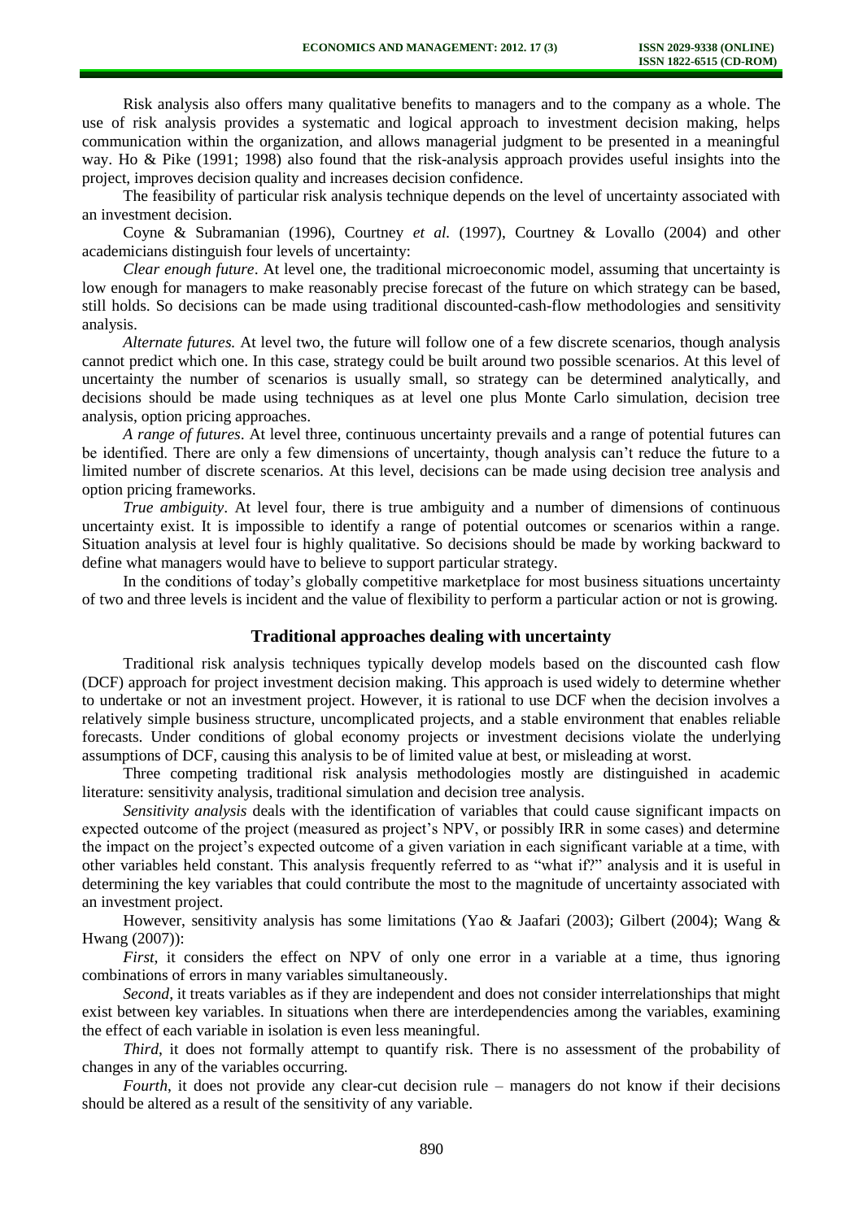Risk analysis also offers many qualitative benefits to managers and to the company as a whole. The use of risk analysis provides a systematic and logical approach to investment decision making, helps communication within the organization, and allows managerial judgment to be presented in a meaningful way. Ho & Pike (1991; 1998) also found that the risk-analysis approach provides useful insights into the project, improves decision quality and increases decision confidence.

The feasibility of particular risk analysis technique depends on the level of uncertainty associated with an investment decision.

Coyne & Subramanian (1996), Courtney *et al.* (1997), Courtney & Lovallo (2004) and other academicians distinguish four levels of uncertainty:

*Clear enough future*. At level one, the traditional microeconomic model, assuming that uncertainty is low enough for managers to make reasonably precise forecast of the future on which strategy can be based, still holds. So decisions can be made using traditional discounted-cash-flow methodologies and sensitivity analysis.

*Alternate futures.* At level two, the future will follow one of a few discrete scenarios, though analysis cannot predict which one. In this case, strategy could be built around two possible scenarios. At this level of uncertainty the number of scenarios is usually small, so strategy can be determined analytically, and decisions should be made using techniques as at level one plus Monte Carlo simulation, decision tree analysis, option pricing approaches.

*A range of futures*. At level three, continuous uncertainty prevails and a range of potential futures can be identified. There are only a few dimensions of uncertainty, though analysis can't reduce the future to a limited number of discrete scenarios. At this level, decisions can be made using decision tree analysis and option pricing frameworks.

*True ambiguity*. At level four, there is true ambiguity and a number of dimensions of continuous uncertainty exist. It is impossible to identify a range of potential outcomes or scenarios within a range. Situation analysis at level four is highly qualitative. So decisions should be made by working backward to define what managers would have to believe to support particular strategy.

In the conditions of today's globally competitive marketplace for most business situations uncertainty of two and three levels is incident and the value of flexibility to perform a particular action or not is growing.

## Traditional approaches dealing with uncertainty

Traditional risk analysis techniques typically develop models based on the discounted cash flow (DCF) approach for project investment decision making. This approach is used widely to determine whether to undertake or not an investment project. However, it is rational to use DCF when the decision involves a relatively simple business structure, uncomplicated projects, and a stable environment that enables reliable forecasts. Under conditions of global economy projects or investment decisions violate the underlying assumptions of DCF, causing this analysis to be of limited value at best, or misleading at worst.

Three competing traditional risk analysis methodologies mostly are distinguished in academic literature: sensitivity analysis, traditional simulation and decision tree analysis.

*Sensitivity analysis* deals with the identification of variables that could cause significant impacts on expected outcome of the project (measured as project's NPV, or possibly IRR in some cases) and determine the impact on the project's expected outcome of a given variation in each significant variable at a time, with other variables held constant. This analysis frequently referred to as "what if?" analysis and it is useful in determining the key variables that could contribute the most to the magnitude of uncertainty associated with an investment project.

However, sensitivity analysis has some limitations (Yao & Jaafari (2003); Gilbert (2004); Wang & Hwang (2007)):

*First*, it considers the effect on NPV of only one error in a variable at a time, thus ignoring combinations of errors in many variables simultaneously.

*Second*, it treats variables as if they are independent and does not consider interrelationships that might exist between key variables. In situations when there are interdependencies among the variables, examining the effect of each variable in isolation is even less meaningful.

*Third*, it does not formally attempt to quantify risk. There is no assessment of the probability of changes in any of the variables occurring.

*Fourth*, it does not provide any clear-cut decision rule – managers do not know if their decisions should be altered as a result of the sensitivity of any variable.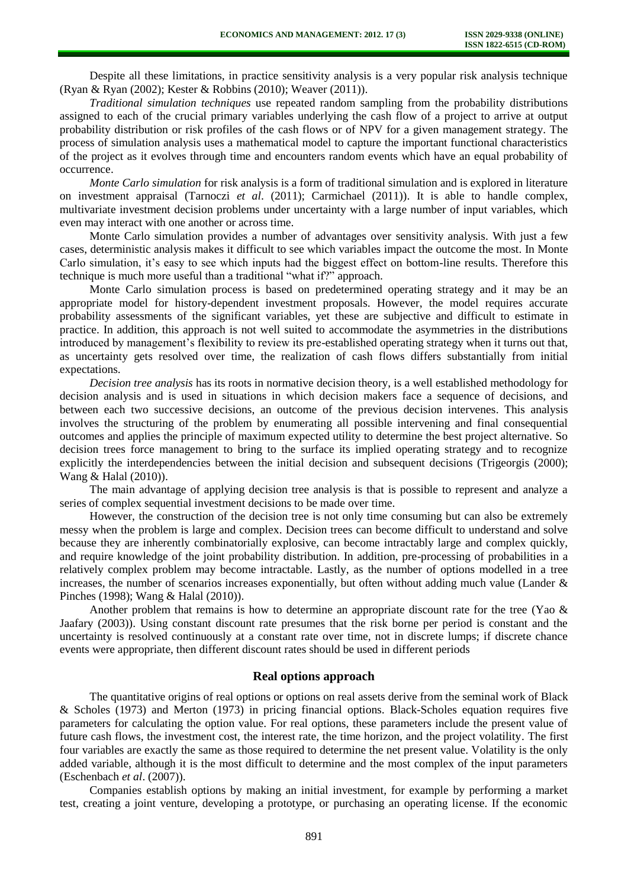Despite all these limitations, in practice sensitivity analysis is a very popular risk analysis technique (Ryan & Ryan (2002); Kester & Robbins (2010); Weaver (2011)).

*Traditional simulation techniques* use repeated random sampling from the probability distributions assigned to each of the crucial primary variables underlying the cash flow of a project to arrive at output probability distribution or risk profiles of the cash flows or of NPV for a given management strategy. The process of simulation analysis uses a mathematical model to capture the important functional characteristics of the project as it evolves through time and encounters random events which have an equal probability of occurrence.

*Monte Carlo simulation* for risk analysis is a form of traditional simulation and is explored in literature on investment appraisal (Tarnoczi *et al*. (2011); Carmichael (2011)). It is able to handle complex, multivariate investment decision problems under uncertainty with a large number of input variables, which even may interact with one another or across time.

Monte Carlo simulation provides a number of advantages over sensitivity analysis. With just a few cases, deterministic analysis makes it difficult to see which variables impact the outcome the most. In Monte Carlo simulation, it's easy to see which inputs had the biggest effect on bottom-line results. Therefore this technique is much more useful than a traditional "what if?" approach.

Monte Carlo simulation process is based on predetermined operating strategy and it may be an appropriate model for history-dependent investment proposals. However, the model requires accurate probability assessments of the significant variables, yet these are subjective and difficult to estimate in practice. In addition, this approach is not well suited to accommodate the asymmetries in the distributions introduced by management's flexibility to review its pre-established operating strategy when it turns out that, as uncertainty gets resolved over time, the realization of cash flows differs substantially from initial expectations.

*Decision tree analysis* has its roots in normative decision theory, is a well established methodology for decision analysis and is used in situations in which decision makers face a sequence of decisions, and between each two successive decisions, an outcome of the previous decision intervenes. This analysis involves the structuring of the problem by enumerating all possible intervening and final consequential outcomes and applies the principle of maximum expected utility to determine the best project alternative. So decision trees force management to bring to the surface its implied operating strategy and to recognize explicitly the interdependencies between the initial decision and subsequent decisions (Trigeorgis (2000); Wang & Halal (2010)).

The main advantage of applying decision tree analysis is that is possible to represent and analyze a series of complex sequential investment decisions to be made over time.

However, the construction of the decision tree is not only time consuming but can also be extremely messy when the problem is large and complex. Decision trees can become difficult to understand and solve because they are inherently combinatorially explosive, can become intractably large and complex quickly, and require knowledge of the joint probability distribution. In addition, pre-processing of probabilities in a relatively complex problem may become intractable. Lastly, as the number of options modelled in a tree increases, the number of scenarios increases exponentially, but often without adding much value (Lander & Pinches (1998); Wang & Halal (2010)).

Another problem that remains is how to determine an appropriate discount rate for the tree (Yao & Jaafary (2003)). Using constant discount rate presumes that the risk borne per period is constant and the uncertainty is resolved continuously at a constant rate over time, not in discrete lumps; if discrete chance events were appropriate, then different discount rates should be used in different periods

## Real options approach

The quantitative origins of real options or options on real assets derive from the seminal work of Black & Scholes (1973) and Merton (1973) in pricing financial options. Black-Scholes equation requires five parameters for calculating the option value. For real options, these parameters include the present value of future cash flows, the investment cost, the interest rate, the time horizon, and the project volatility. The first four variables are exactly the same as those required to determine the net present value. Volatility is the only added variable, although it is the most difficult to determine and the most complex of the input parameters (Eschenbach *et al*. (2007)).

Companies establish options by making an initial investment, for example by performing a market test, creating a joint venture, developing a prototype, or purchasing an operating license. If the economic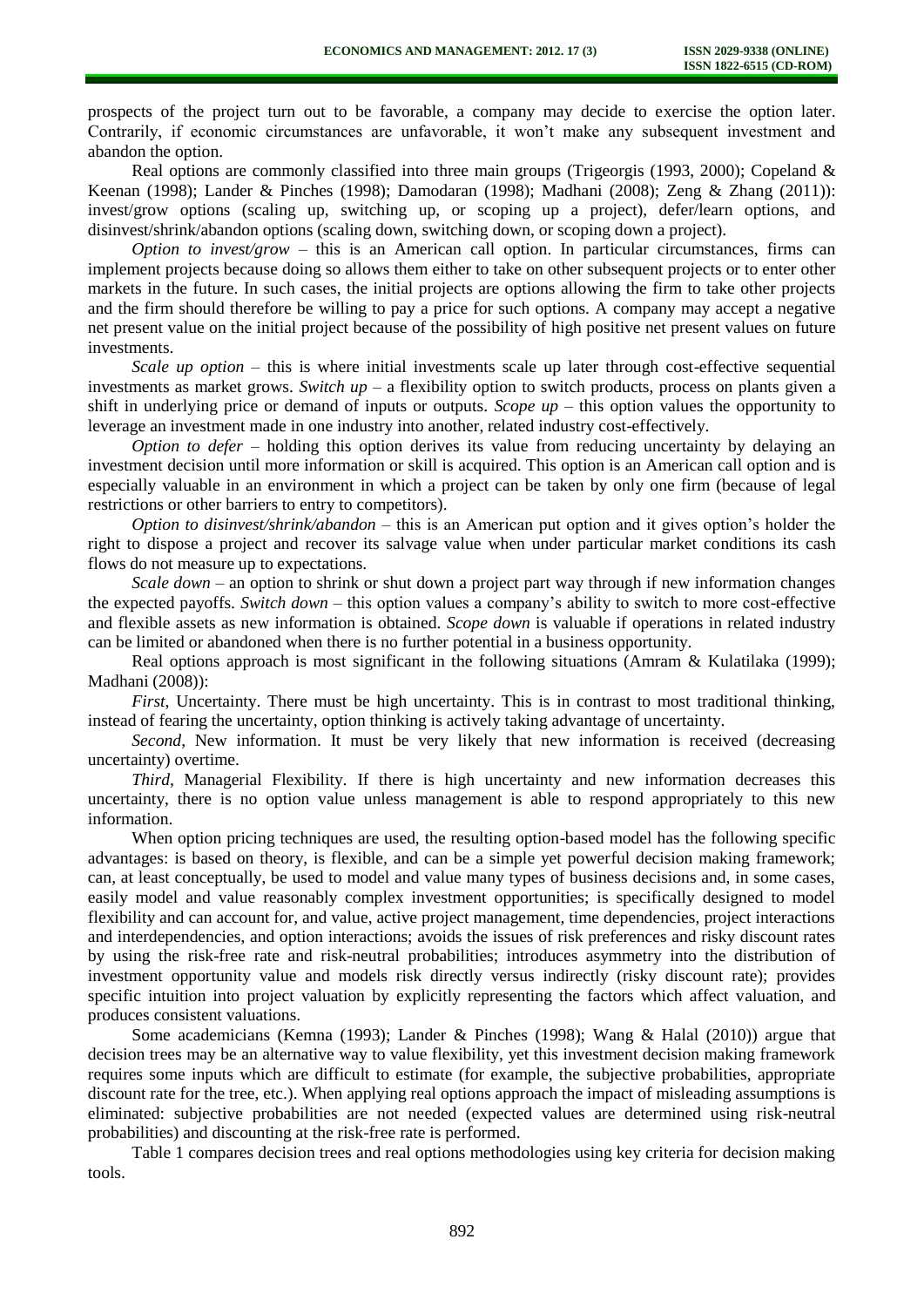prospects of the project turn out to be favorable, a company may decide to exercise the option later. Contrarily, if economic circumstances are unfavorable, it won't make any subsequent investment and abandon the option.

Real options are commonly classified into three main groups (Trigeorgis (1993, 2000); Copeland & Keenan (1998); Lander & Pinches (1998); Damodaran (1998); Madhani (2008); Zeng & Zhang (2011)): invest/grow options (scaling up, switching up, or scoping up a project), defer/learn options, and disinvest/shrink/abandon options (scaling down, switching down, or scoping down a project).

*Option to invest/grow* – this is an American call option. In particular circumstances, firms can implement projects because doing so allows them either to take on other subsequent projects or to enter other markets in the future. In such cases, the initial projects are options allowing the firm to take other projects and the firm should therefore be willing to pay a price for such options. A company may accept a negative net present value on the initial project because of the possibility of high positive net present values on future investments.

*Scale up option* – this is where initial investments scale up later through cost-effective sequential investments as market grows. *Switch up* – a flexibility option to switch products, process on plants given a shift in underlying price or demand of inputs or outputs. *Scope up* – this option values the opportunity to leverage an investment made in one industry into another, related industry cost-effectively.

*Option to defer* – holding this option derives its value from reducing uncertainty by delaying an investment decision until more information or skill is acquired. This option is an American call option and is especially valuable in an environment in which a project can be taken by only one firm (because of legal restrictions or other barriers to entry to competitors).

*Option to disinvest/shrink/abandon* – this is an American put option and it gives option's holder the right to dispose a project and recover its salvage value when under particular market conditions its cash flows do not measure up to expectations.

*Scale down* – an option to shrink or shut down a project part way through if new information changes the expected payoffs. *Switch down* – this option values a company's ability to switch to more cost-effective and flexible assets as new information is obtained. *Scope down* is valuable if operations in related industry can be limited or abandoned when there is no further potential in a business opportunity.

Real options approach is most significant in the following situations (Amram & Kulatilaka (1999); Madhani (2008)):

*First*, Uncertainty. There must be high uncertainty. This is in contrast to most traditional thinking, instead of fearing the uncertainty, option thinking is actively taking advantage of uncertainty.

*Second*, New information. It must be very likely that new information is received (decreasing uncertainty) overtime.

*Third*, Managerial Flexibility. If there is high uncertainty and new information decreases this uncertainty, there is no option value unless management is able to respond appropriately to this new information.

When option pricing techniques are used, the resulting option-based model has the following specific advantages: is based on theory, is flexible, and can be a simple yet powerful decision making framework; can, at least conceptually, be used to model and value many types of business decisions and, in some cases, easily model and value reasonably complex investment opportunities; is specifically designed to model flexibility and can account for, and value, active project management, time dependencies, project interactions and interdependencies, and option interactions; avoids the issues of risk preferences and risky discount rates by using the risk-free rate and risk-neutral probabilities; introduces asymmetry into the distribution of investment opportunity value and models risk directly versus indirectly (risky discount rate); provides specific intuition into project valuation by explicitly representing the factors which affect valuation, and produces consistent valuations.

Some academicians (Kemna (1993); Lander & Pinches (1998); Wang & Halal (2010)) argue that decision trees may be an alternative way to value flexibility, yet this investment decision making framework requires some inputs which are difficult to estimate (for example, the subjective probabilities, appropriate discount rate for the tree, etc.). When applying real options approach the impact of misleading assumptions is eliminated: subjective probabilities are not needed (expected values are determined using risk-neutral probabilities) and discounting at the risk-free rate is performed.

Table 1 compares decision trees and real options methodologies using key criteria for decision making tools.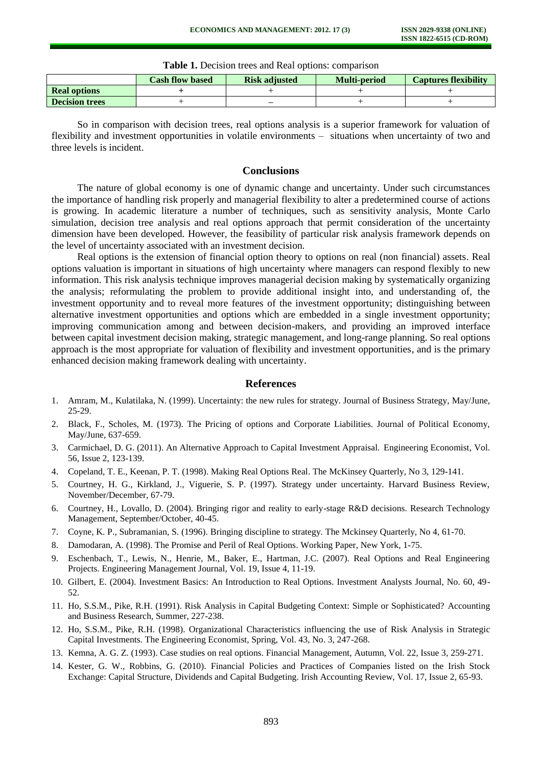**Table 1.** Decision trees and Real options: comparison

| | Cash flow based | Risk adjusted | Multi-period | Captures flexibility |
|---|---|---|---|---|
| **Real options** | + | + | + | + |
| **Decision trees** | + | – | + | + |

So in comparison with decision trees, real options analysis is a superior framework for valuation of flexibility and investment opportunities in volatile environments – situations when uncertainty of two and three levels is incident.

## Conclusions

The nature of global economy is one of dynamic change and uncertainty. Under such circumstances the importance of handling risk properly and managerial flexibility to alter a predetermined course of actions is growing. In academic literature a number of techniques, such as sensitivity analysis, Monte Carlo simulation, decision tree analysis and real options approach that permit consideration of the uncertainty dimension have been developed. However, the feasibility of particular risk analysis framework depends on the level of uncertainty associated with an investment decision.

Real options is the extension of financial option theory to options on real (non financial) assets. Real options valuation is important in situations of high uncertainty where managers can respond flexibly to new information. This risk analysis technique improves managerial decision making by systematically organizing the analysis; reformulating the problem to provide additional insight into, and understanding of, the investment opportunity and to reveal more features of the investment opportunity; distinguishing between alternative investment opportunities and options which are embedded in a single investment opportunity; improving communication among and between decision-makers, and providing an improved interface between capital investment decision making, strategic management, and long-range planning. So real options approach is the most appropriate for valuation of flexibility and investment opportunities, and is the primary enhanced decision making framework dealing with uncertainty.

## References

1. Amram, M., Kulatilaka, N. (1999). Uncertainty: the new rules for strategy. Journal of Business Strategy, May/June, 25-29.
2. Black, F., Scholes, M. (1973). The Pricing of options and Corporate Liabilities. Journal of Political Economy, May/June, 637-659.
3. Carmichael, D. G. (2011). An Alternative Approach to Capital Investment Appraisal. Engineering Economist, Vol. 56, Issue 2, 123-139.
4. Copeland, T. E., Keenan, P. T. (1998). Making Real Options Real. The McKinsey Quarterly, No 3, 129-141.
5. Courtney, H. G., Kirkland, J., Viguerie, S. P. (1997). Strategy under uncertainty. Harvard Business Review, November/December, 67-79.
6. Courtney, H., Lovallo, D. (2004). Bringing rigor and reality to early-stage R&D decisions. Research Technology Management, September/October, 40-45.
7. Coyne, K. P., Subramanian, S. (1996). Bringing discipline to strategy. The Mckinsey Quarterly, No 4, 61-70.
8. Damodaran, A. (1998). The Promise and Peril of Real Options. Working Paper, New York, 1-75.
9. Eschenbach, T., Lewis, N., Henrie, M., Baker, E., Hartman, J.C. (2007). Real Options and Real Engineering Projects. Engineering Management Journal, Vol. 19, Issue 4, 11-19.
10. Gilbert, E. (2004). Investment Basics: An Introduction to Real Options. Investment Analysts Journal, No. 60, 49-52.
11. Ho, S.S.M., Pike, R.H. (1991). Risk Analysis in Capital Budgeting Context: Simple or Sophisticated? Accounting and Business Research, Summer, 227-238.
12. Ho, S.S.M., Pike, R.H. (1998). Organizational Characteristics influencing the use of Risk Analysis in Strategic Capital Investments. The Engineering Economist, Spring, Vol. 43, No. 3, 247-268.
13. Kemna, A. G. Z. (1993). Case studies on real options. Financial Management, Autumn, Vol. 22, Issue 3, 259-271.
14. Kester, G. W., Robbins, G. (2010). Financial Policies and Practices of Companies listed on the Irish Stock Exchange: Capital Structure, Dividends and Capital Budgeting. Irish Accounting Review, Vol. 17, Issue 2, 65-93.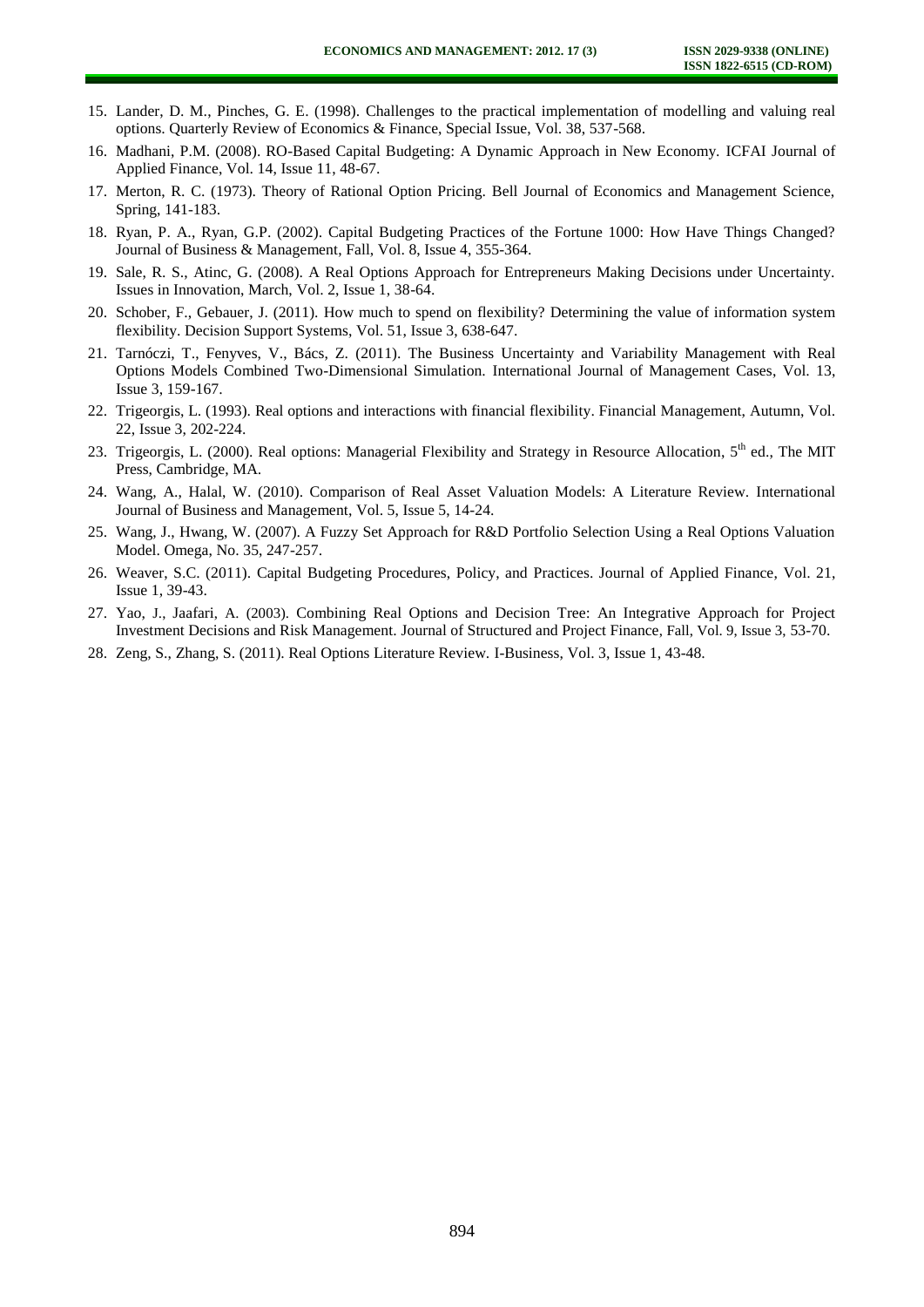15. Lander, D. M., Pinches, G. E. (1998). Challenges to the practical implementation of modelling and valuing real options. Quarterly Review of Economics & Finance, Special Issue, Vol. 38, 537-568.
16. Madhani, P.M. (2008). RO-Based Capital Budgeting: A Dynamic Approach in New Economy. ICFAI Journal of Applied Finance, Vol. 14, Issue 11, 48-67.
17. Merton, R. C. (1973). Theory of Rational Option Pricing. Bell Journal of Economics and Management Science, Spring, 141-183.
18. Ryan, P. A., Ryan, G.P. (2002). Capital Budgeting Practices of the Fortune 1000: How Have Things Changed? Journal of Business & Management, Fall, Vol. 8, Issue 4, 355-364.
19. Sale, R. S., Atinc, G. (2008). A Real Options Approach for Entrepreneurs Making Decisions under Uncertainty. Issues in Innovation, March, Vol. 2, Issue 1, 38-64.
20. Schober, F., Gebauer, J. (2011). How much to spend on flexibility? Determining the value of information system flexibility. Decision Support Systems, Vol. 51, Issue 3, 638-647.
21. Tarnóczi, T., Fenyves, V., Bács, Z. (2011). The Business Uncertainty and Variability Management with Real Options Models Combined Two-Dimensional Simulation. International Journal of Management Cases, Vol. 13, Issue 3, 159-167.
22. Trigeorgis, L. (1993). Real options and interactions with financial flexibility. Financial Management, Autumn, Vol. 22, Issue 3, 202-224.
23. Trigeorgis, L. (2000). Real options: Managerial Flexibility and Strategy in Resource Allocation, 5th ed., The MIT Press, Cambridge, MA.
24. Wang, A., Halal, W. (2010). Comparison of Real Asset Valuation Models: A Literature Review. International Journal of Business and Management, Vol. 5, Issue 5, 14-24.
25. Wang, J., Hwang, W. (2007). A Fuzzy Set Approach for R&D Portfolio Selection Using a Real Options Valuation Model. Omega, No. 35, 247-257.
26. Weaver, S.C. (2011). Capital Budgeting Procedures, Policy, and Practices. Journal of Applied Finance, Vol. 21, Issue 1, 39-43.
27. Yao, J., Jaafari, A. (2003). Combining Real Options and Decision Tree: An Integrative Approach for Project Investment Decisions and Risk Management. Journal of Structured and Project Finance, Fall, Vol. 9, Issue 3, 53-70.
28. Zeng, S., Zhang, S. (2011). Real Options Literature Review. I-Business, Vol. 3, Issue 1, 43-48.